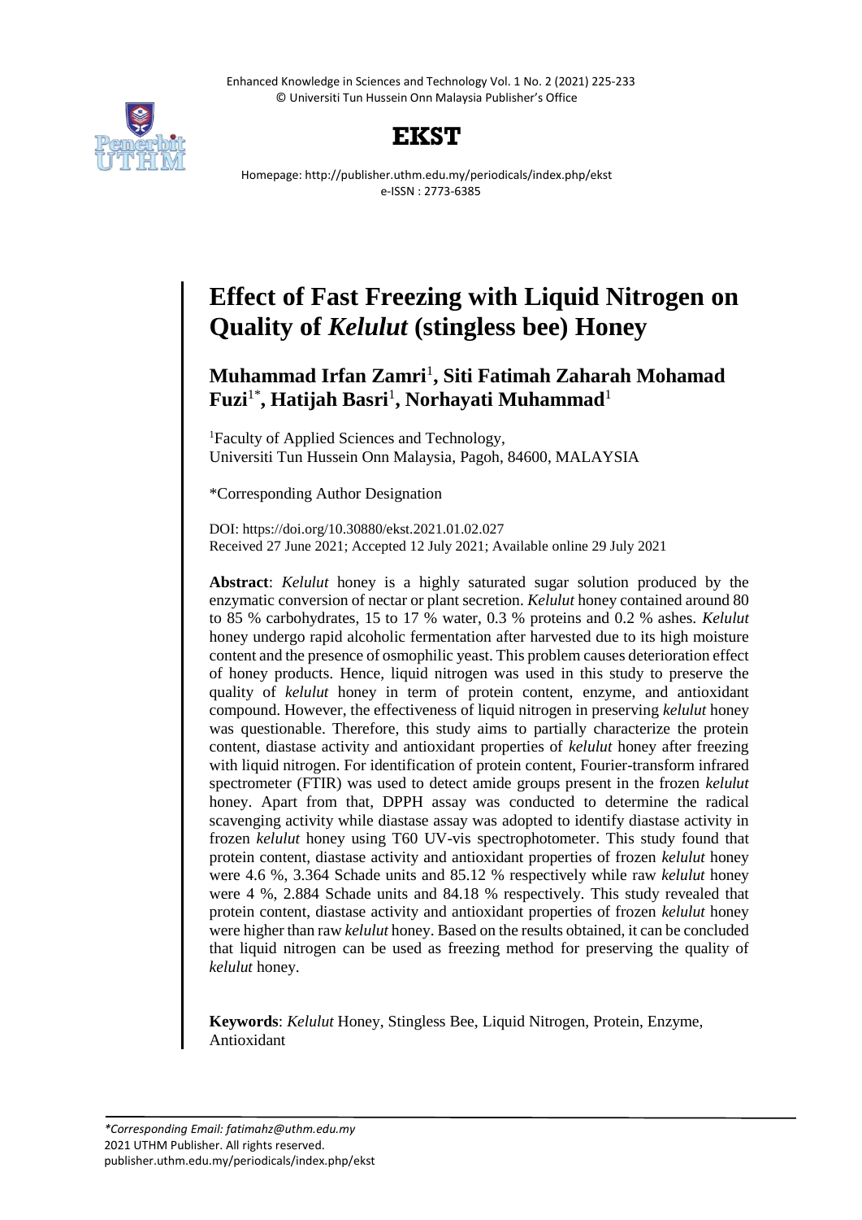# Effect of Fast Freezing with Liquid Nitrogen on Quality of *Kelulut* (stingless bee) Honey

**Muhammad Irfan Zamri**[1]**, Siti Fatimah Zaharah Mohamad Fuzi**[1*]**, Hatijah Basri**[1]**, Norhayati Muhammad**[1]

[1]Faculty of Applied Sciences and Technology, Universiti Tun Hussein Onn Malaysia, Pagoh, 84600, MALAYSIA

*Corresponding Author Designation

DOI: https://doi.org/10.30880/ekst.2021.01.02.027
Received 27 June 2021; Accepted 12 July 2021; Available online 29 July 2021

**Abstract**: *Kelulut* honey is a highly saturated sugar solution produced by the enzymatic conversion of nectar or plant secretion. *Kelulut* honey contained around 80 to 85 % carbohydrates, 15 to 17 % water, 0.3 % proteins and 0.2 % ashes. *Kelulut* honey undergo rapid alcoholic fermentation after harvested due to its high moisture content and the presence of osmophilic yeast. This problem causes deterioration effect of honey products. Hence, liquid nitrogen was used in this study to preserve the quality of *kelulut* honey in term of protein content, enzyme, and antioxidant compound. However, the effectiveness of liquid nitrogen in preserving *kelulut* honey was questionable. Therefore, this study aims to partially characterize the protein content, diastase activity and antioxidant properties of *kelulut* honey after freezing with liquid nitrogen. For identification of protein content, Fourier-transform infrared spectrometer (FTIR) was used to detect amide groups present in the frozen *kelulut* honey. Apart from that, DPPH assay was conducted to determine the radical scavenging activity while diastase assay was adopted to identify diastase activity in frozen *kelulut* honey using T60 UV-vis spectrophotometer. This study found that protein content, diastase activity and antioxidant properties of frozen *kelulut* honey were 4.6 %, 3.364 Schade units and 85.12 % respectively while raw *kelulut* honey were 4 %, 2.884 Schade units and 84.18 % respectively. This study revealed that protein content, diastase activity and antioxidant properties of frozen *kelulut* honey were higher than raw *kelulut* honey. Based on the results obtained, it can be concluded that liquid nitrogen can be used as freezing method for preserving the quality of *kelulut* honey.

**Keywords**: *Kelulut* Honey, Stingless Bee, Liquid Nitrogen, Protein, Enzyme, Antioxidant

*\*Corresponding Email: fatimahz@uthm.edu.my*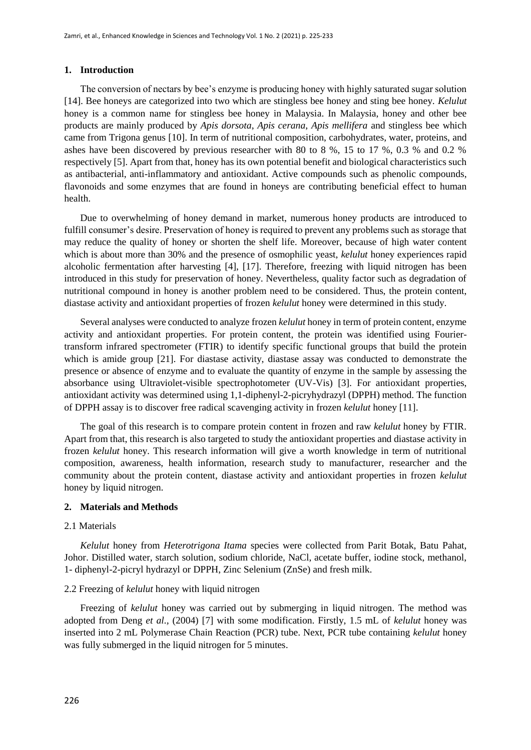## 1. Introduction

The conversion of nectars by bee's enzyme is producing honey with highly saturated sugar solution [14]. Bee honeys are categorized into two which are stingless bee honey and sting bee honey. *Kelulut* honey is a common name for stingless bee honey in Malaysia. In Malaysia, honey and other bee products are mainly produced by *Apis dorsota*, *Apis cerana*, *Apis mellifera* and stingless bee which came from Trigona genus [10]. In term of nutritional composition, carbohydrates, water, proteins, and ashes have been discovered by previous researcher with 80 to 8 %, 15 to 17 %, 0.3 % and 0.2 % respectively [5]. Apart from that, honey has its own potential benefit and biological characteristics such as antibacterial, anti-inflammatory and antioxidant. Active compounds such as phenolic compounds, flavonoids and some enzymes that are found in honeys are contributing beneficial effect to human health.

Due to overwhelming of honey demand in market, numerous honey products are introduced to fulfill consumer's desire. Preservation of honey is required to prevent any problems such as storage that may reduce the quality of honey or shorten the shelf life. Moreover, because of high water content which is about more than 30% and the presence of osmophilic yeast, *kelulut* honey experiences rapid alcoholic fermentation after harvesting [4], [17]. Therefore, freezing with liquid nitrogen has been introduced in this study for preservation of honey. Nevertheless, quality factor such as degradation of nutritional compound in honey is another problem need to be considered. Thus, the protein content, diastase activity and antioxidant properties of frozen *kelulut* honey were determined in this study.

Several analyses were conducted to analyze frozen *kelulut* honey in term of protein content, enzyme activity and antioxidant properties. For protein content, the protein was identified using Fourier-transform infrared spectrometer (FTIR) to identify specific functional groups that build the protein which is amide group [21]. For diastase activity, diastase assay was conducted to demonstrate the presence or absence of enzyme and to evaluate the quantity of enzyme in the sample by assessing the absorbance using Ultraviolet-visible spectrophotometer (UV-Vis) [3]. For antioxidant properties, antioxidant activity was determined using 1,1-diphenyl-2-picryhydrazyl (DPPH) method. The function of DPPH assay is to discover free radical scavenging activity in frozen *kelulut* honey [11].

The goal of this research is to compare protein content in frozen and raw *kelulut* honey by FTIR. Apart from that, this research is also targeted to study the antioxidant properties and diastase activity in frozen *kelulut* honey. This research information will give a worth knowledge in term of nutritional composition, awareness, health information, research study to manufacturer, researcher and the community about the protein content, diastase activity and antioxidant properties in frozen *kelulut* honey by liquid nitrogen.

## 2. Materials and Methods

### 2.1 Materials

*Kelulut* honey from *Heterotrigona Itama* species were collected from Parit Botak, Batu Pahat, Johor. Distilled water, starch solution, sodium chloride, NaCl, acetate buffer, iodine stock, methanol, 1- diphenyl-2-picryl hydrazyl or DPPH, Zinc Selenium (ZnSe) and fresh milk.

### 2.2 Freezing of *kelulut* honey with liquid nitrogen

Freezing of *kelulut* honey was carried out by submerging in liquid nitrogen. The method was adopted from Deng *et al.*, (2004) [7] with some modification. Firstly, 1.5 mL of *kelulut* honey was inserted into 2 mL Polymerase Chain Reaction (PCR) tube. Next, PCR tube containing *kelulut* honey was fully submerged in the liquid nitrogen for 5 minutes.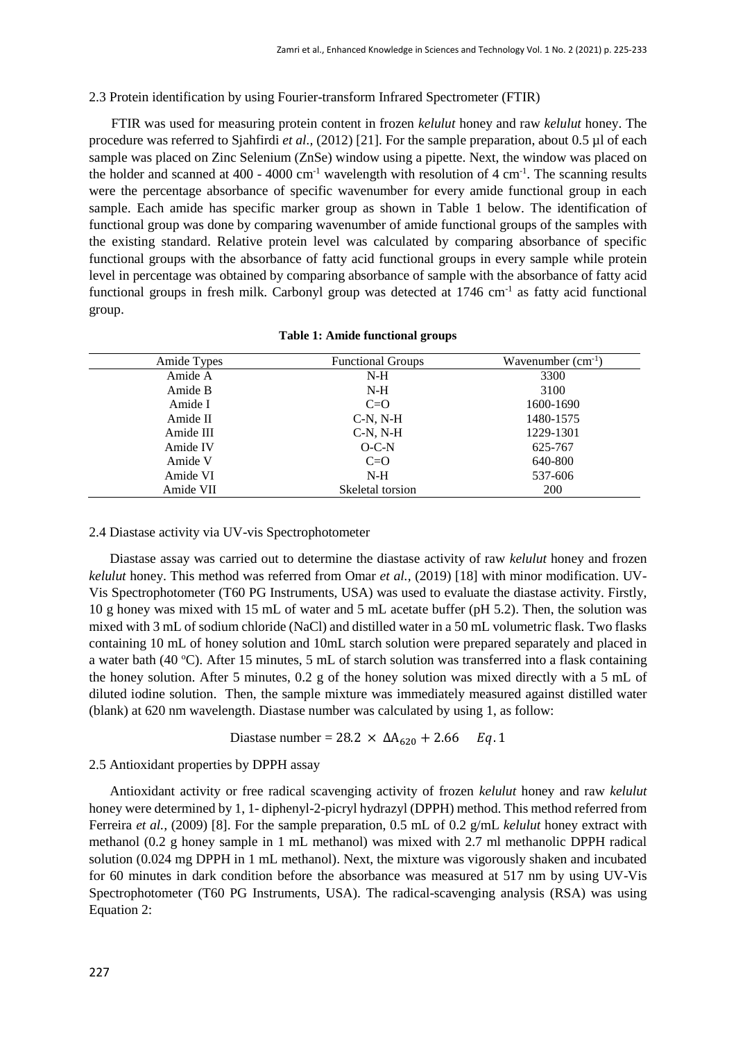### 2.3 Protein identification by using Fourier-transform Infrared Spectrometer (FTIR)

FTIR was used for measuring protein content in frozen *kelulut* honey and raw *kelulut* honey. The procedure was referred to Sjahfirdi *et al.,* (2012) [21]. For the sample preparation, about 0.5 µl of each sample was placed on Zinc Selenium (ZnSe) window using a pipette. Next, the window was placed on the holder and scanned at 400 - 4000 cm$^{-1}$ wavelength with resolution of 4 cm$^{-1}$. The scanning results were the percentage absorbance of specific wavenumber for every amide functional group in each sample. Each amide has specific marker group as shown in Table 1 below. The identification of functional group was done by comparing wavenumber of amide functional groups of the samples with the existing standard. Relative protein level was calculated by comparing absorbance of specific functional groups with the absorbance of fatty acid functional groups in every sample while protein level in percentage was obtained by comparing absorbance of sample with the absorbance of fatty acid functional groups in fresh milk. Carbonyl group was detected at 1746 cm$^{-1}$ as fatty acid functional group.

**Table 1: Amide functional groups**

| Amide Types | Functional Groups | Wavenumber (cm$^{-1}$) |
|---|---|---|
| Amide A | N-H | 3300 |
| Amide B | N-H | 3100 |
| Amide I | C=O | 1600-1690 |
| Amide II | C-N, N-H | 1480-1575 |
| Amide III | C-N, N-H | 1229-1301 |
| Amide IV | O-C-N | 625-767 |
| Amide V | C=O | 640-800 |
| Amide VI | N-H | 537-606 |
| Amide VII | Skeletal torsion | 200 |

### 2.4 Diastase activity via UV-vis Spectrophotometer

Diastase assay was carried out to determine the diastase activity of raw *kelulut* honey and frozen *kelulut* honey. This method was referred from Omar *et al.,* (2019) [18] with minor modification. UV-Vis Spectrophotometer (T60 PG Instruments, USA) was used to evaluate the diastase activity. Firstly, 10 g honey was mixed with 15 mL of water and 5 mL acetate buffer (pH 5.2). Then, the solution was mixed with 3 mL of sodium chloride (NaCl) and distilled water in a 50 mL volumetric flask. Two flasks containing 10 mL of honey solution and 10mL starch solution were prepared separately and placed in a water bath (40 ºC). After 15 minutes, 5 mL of starch solution was transferred into a flask containing the honey solution. After 5 minutes, 0.2 g of the honey solution was mixed directly with a 5 mL of diluted iodine solution. Then, the sample mixture was immediately measured against distilled water (blank) at 620 nm wavelength. Diastase number was calculated by using 1, as follow:

$$\text{Diastase number} = 28.2 \times \Delta A_{620} + 2.66 \quad Eq.1$$

### 2.5 Antioxidant properties by DPPH assay

Antioxidant activity or free radical scavenging activity of frozen *kelulut* honey and raw *kelulut* honey were determined by 1, 1- diphenyl-2-picryl hydrazyl (DPPH) method. This method referred from Ferreira *et al.,* (2009) [8]. For the sample preparation, 0.5 mL of 0.2 g/mL *kelulut* honey extract with methanol (0.2 g honey sample in 1 mL methanol) was mixed with 2.7 ml methanolic DPPH radical solution (0.024 mg DPPH in 1 mL methanol). Next, the mixture was vigorously shaken and incubated for 60 minutes in dark condition before the absorbance was measured at 517 nm by using UV-Vis Spectrophotometer (T60 PG Instruments, USA). The radical-scavenging analysis (RSA) was using Equation 2: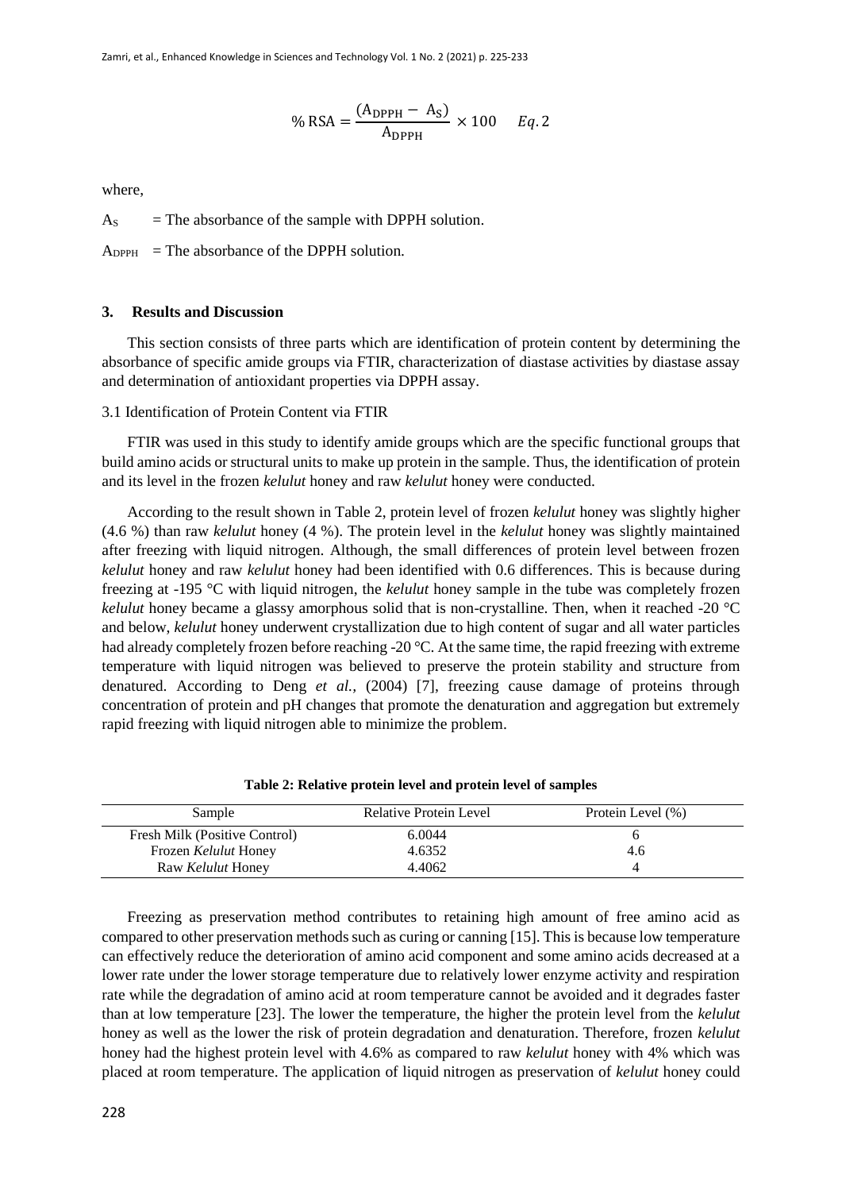$$\%\ RSA = \frac{(A_{DPPH} - A_S)}{A_{DPPH}} \times 100 \quad Eq. 2$$

where,

$A_S$ = The absorbance of the sample with DPPH solution.

$A_{DPPH}$ = The absorbance of the DPPH solution.

## 3. Results and Discussion

This section consists of three parts which are identification of protein content by determining the absorbance of specific amide groups via FTIR, characterization of diastase activities by diastase assay and determination of antioxidant properties via DPPH assay.

### 3.1 Identification of Protein Content via FTIR

FTIR was used in this study to identify amide groups which are the specific functional groups that build amino acids or structural units to make up protein in the sample. Thus, the identification of protein and its level in the frozen *kelulut* honey and raw *kelulut* honey were conducted.

According to the result shown in Table 2, protein level of frozen *kelulut* honey was slightly higher (4.6 %) than raw *kelulut* honey (4 %). The protein level in the *kelulut* honey was slightly maintained after freezing with liquid nitrogen. Although, the small differences of protein level between frozen *kelulut* honey and raw *kelulut* honey had been identified with 0.6 differences. This is because during freezing at -195 °C with liquid nitrogen, the *kelulut* honey sample in the tube was completely frozen *kelulut* honey became a glassy amorphous solid that is non-crystalline. Then, when it reached -20 °C and below, *kelulut* honey underwent crystallization due to high content of sugar and all water particles had already completely frozen before reaching -20 °C. At the same time, the rapid freezing with extreme temperature with liquid nitrogen was believed to preserve the protein stability and structure from denatured. According to Deng *et al.*, (2004) [7], freezing cause damage of proteins through concentration of protein and pH changes that promote the denaturation and aggregation but extremely rapid freezing with liquid nitrogen able to minimize the problem.

**Table 2: Relative protein level and protein level of samples**

| Sample | Relative Protein Level | Protein Level (%) |
|---|---|---|
| Fresh Milk (Positive Control) | 6.0044 | 6 |
| Frozen *Kelulut* Honey | 4.6352 | 4.6 |
| Raw *Kelulut* Honey | 4.4062 | 4 |

Freezing as preservation method contributes to retaining high amount of free amino acid as compared to other preservation methods such as curing or canning [15]. This is because low temperature can effectively reduce the deterioration of amino acid component and some amino acids decreased at a lower rate under the lower storage temperature due to relatively lower enzyme activity and respiration rate while the degradation of amino acid at room temperature cannot be avoided and it degrades faster than at low temperature [23]. The lower the temperature, the higher the protein level from the *kelulut* honey as well as the lower the risk of protein degradation and denaturation. Therefore, frozen *kelulut* honey had the highest protein level with 4.6% as compared to raw *kelulut* honey with 4% which was placed at room temperature. The application of liquid nitrogen as preservation of *kelulut* honey could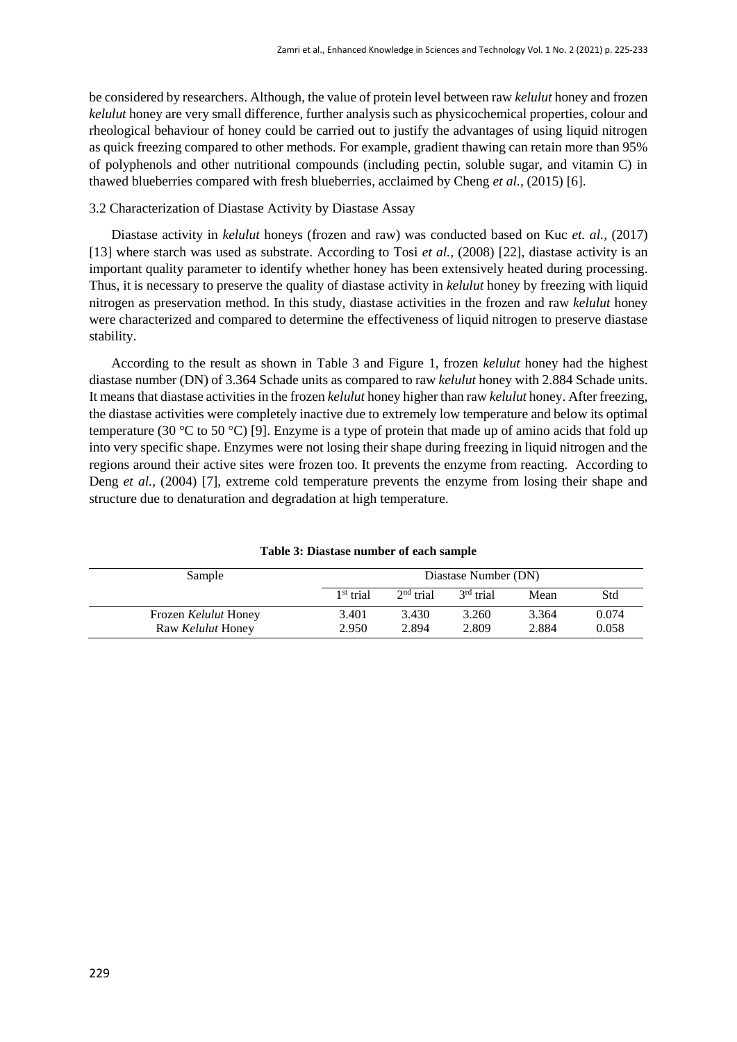be considered by researchers. Although, the value of protein level between raw *kelulut* honey and frozen *kelulut* honey are very small difference, further analysis such as physicochemical properties, colour and rheological behaviour of honey could be carried out to justify the advantages of using liquid nitrogen as quick freezing compared to other methods. For example, gradient thawing can retain more than 95% of polyphenols and other nutritional compounds (including pectin, soluble sugar, and vitamin C) in thawed blueberries compared with fresh blueberries, acclaimed by Cheng *et al.,* (2015) [6].

### 3.2 Characterization of Diastase Activity by Diastase Assay

Diastase activity in *kelulut* honeys (frozen and raw) was conducted based on Kuc *et. al.,* (2017) [13] where starch was used as substrate. According to Tosi *et al.,* (2008) [22], diastase activity is an important quality parameter to identify whether honey has been extensively heated during processing. Thus, it is necessary to preserve the quality of diastase activity in *kelulut* honey by freezing with liquid nitrogen as preservation method. In this study, diastase activities in the frozen and raw *kelulut* honey were characterized and compared to determine the effectiveness of liquid nitrogen to preserve diastase stability.

According to the result as shown in Table 3 and Figure 1, frozen *kelulut* honey had the highest diastase number (DN) of 3.364 Schade units as compared to raw *kelulut* honey with 2.884 Schade units. It means that diastase activities in the frozen *kelulut* honey higher than raw *kelulut* honey. After freezing, the diastase activities were completely inactive due to extremely low temperature and below its optimal temperature (30 °C to 50 °C) [9]. Enzyme is a type of protein that made up of amino acids that fold up into very specific shape. Enzymes were not losing their shape during freezing in liquid nitrogen and the regions around their active sites were frozen too. It prevents the enzyme from reacting. According to Deng *et al.,* (2004) [7], extreme cold temperature prevents the enzyme from losing their shape and structure due to denaturation and degradation at high temperature.

**Table 3: Diastase number of each sample**

| Sample | Diastase Number (DN) | | | | |
|---|---|---|---|---|---|
| | 1st trial | 2nd trial | 3rd trial | Mean | Std |
| Frozen *Kelulut* Honey | 3.401 | 3.430 | 3.260 | 3.364 | 0.074 |
| Raw *Kelulut* Honey | 2.950 | 2.894 | 2.809 | 2.884 | 0.058 |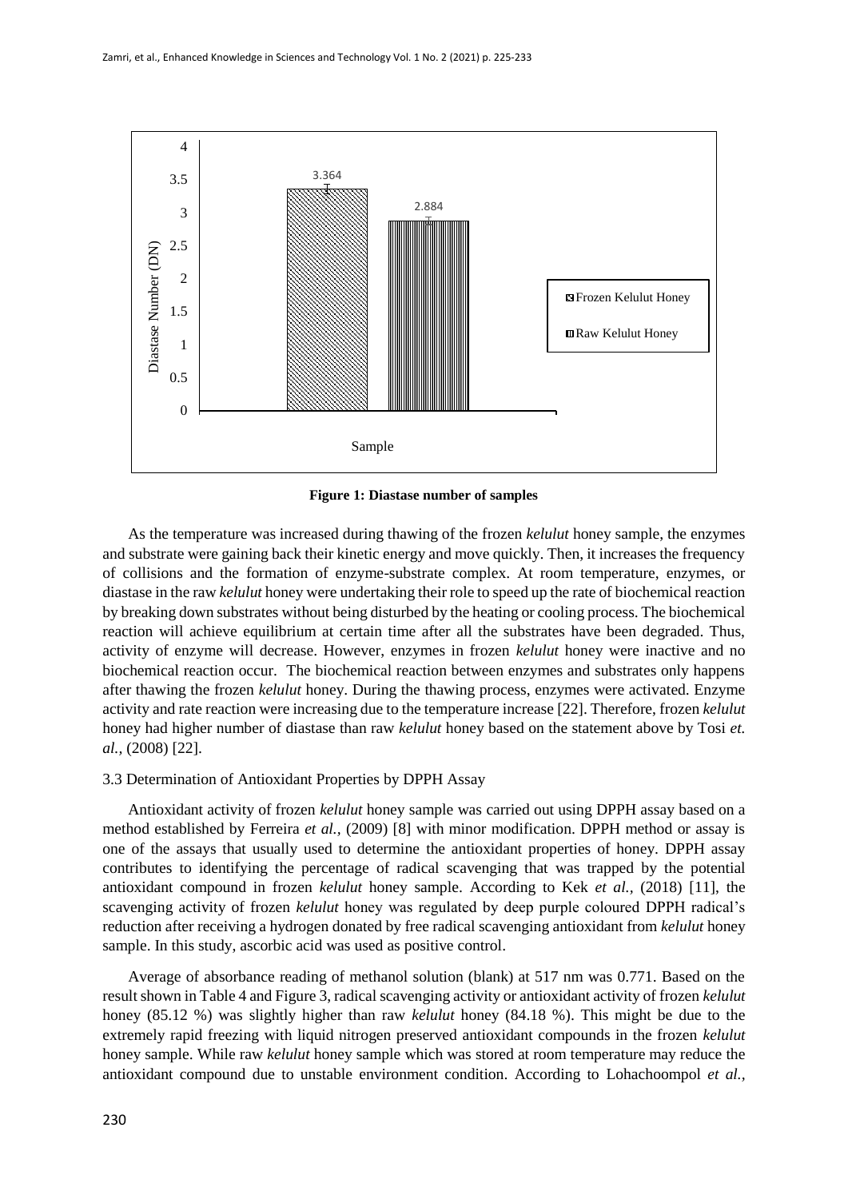Figure 1: Diastase number of samples

As the temperature was increased during thawing of the frozen *kelulut* honey sample, the enzymes and substrate were gaining back their kinetic energy and move quickly. Then, it increases the frequency of collisions and the formation of enzyme-substrate complex. At room temperature, enzymes, or diastase in the raw *kelulut* honey were undertaking their role to speed up the rate of biochemical reaction by breaking down substrates without being disturbed by the heating or cooling process. The biochemical reaction will achieve equilibrium at certain time after all the substrates have been degraded. Thus, activity of enzyme will decrease. However, enzymes in frozen *kelulut* honey were inactive and no biochemical reaction occur. The biochemical reaction between enzymes and substrates only happens after thawing the frozen *kelulut* honey. During the thawing process, enzymes were activated. Enzyme activity and rate reaction were increasing due to the temperature increase [22]. Therefore, frozen *kelulut* honey had higher number of diastase than raw *kelulut* honey based on the statement above by Tosi *et. al.,* (2008) [22].

### 3.3 Determination of Antioxidant Properties by DPPH Assay

Antioxidant activity of frozen *kelulut* honey sample was carried out using DPPH assay based on a method established by Ferreira *et al.,* (2009) [8] with minor modification. DPPH method or assay is one of the assays that usually used to determine the antioxidant properties of honey. DPPH assay contributes to identifying the percentage of radical scavenging that was trapped by the potential antioxidant compound in frozen *kelulut* honey sample. According to Kek *et al.,* (2018) [11], the scavenging activity of frozen *kelulut* honey was regulated by deep purple coloured DPPH radical's reduction after receiving a hydrogen donated by free radical scavenging antioxidant from *kelulut* honey sample. In this study, ascorbic acid was used as positive control.

Average of absorbance reading of methanol solution (blank) at 517 nm was 0.771. Based on the result shown in Table 4 and Figure 3, radical scavenging activity or antioxidant activity of frozen *kelulut* honey (85.12 %) was slightly higher than raw *kelulut* honey (84.18 %). This might be due to the extremely rapid freezing with liquid nitrogen preserved antioxidant compounds in the frozen *kelulut* honey sample. While raw *kelulut* honey sample which was stored at room temperature may reduce the antioxidant compound due to unstable environment condition. According to Lohachoompol *et al.,*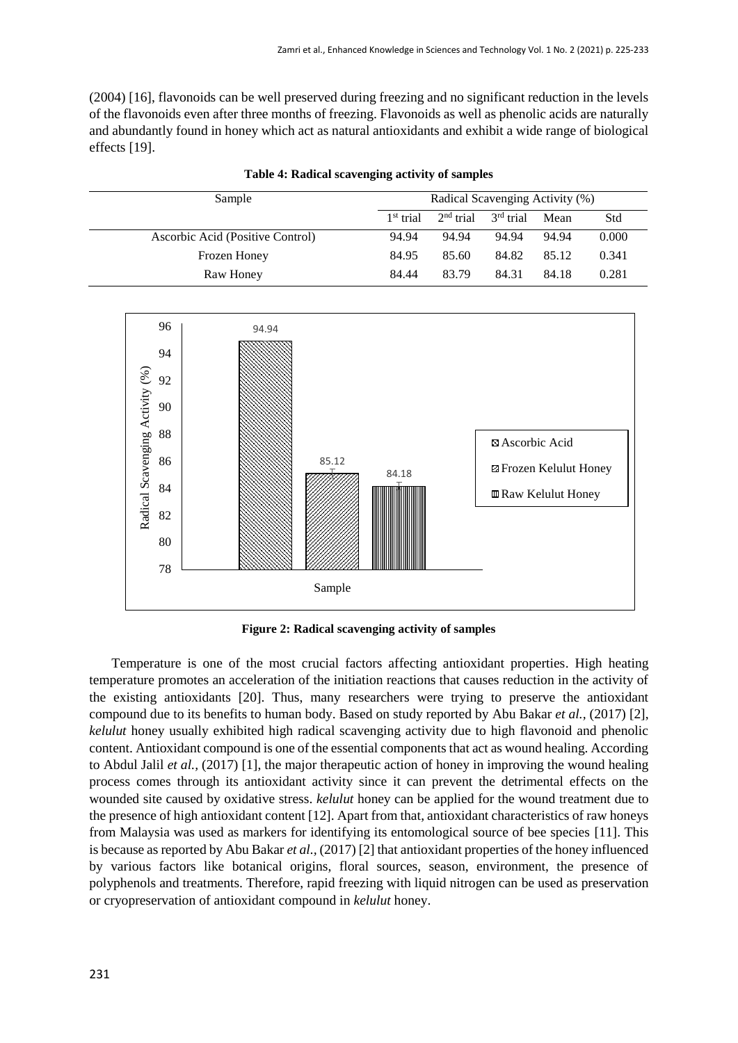(2004) [16], flavonoids can be well preserved during freezing and no significant reduction in the levels of the flavonoids even after three months of freezing. Flavonoids as well as phenolic acids are naturally and abundantly found in honey which act as natural antioxidants and exhibit a wide range of biological effects [19].

**Table 4: Radical scavenging activity of samples**

| Sample | Radical Scavenging Activity (%) | | | | |
|---|---|---|---|---|---|
| | 1st trial | 2nd trial | 3rd trial | Mean | Std |
| Ascorbic Acid (Positive Control) | 94.94 | 94.94 | 94.94 | 94.94 | 0.000 |
| Frozen Honey | 84.95 | 85.60 | 84.82 | 85.12 | 0.341 |
| Raw Honey | 84.44 | 83.79 | 84.31 | 84.18 | 0.281 |

**Figure 2: Radical scavenging activity of samples**

Temperature is one of the most crucial factors affecting antioxidant properties. High heating temperature promotes an acceleration of the initiation reactions that causes reduction in the activity of the existing antioxidants [20]. Thus, many researchers were trying to preserve the antioxidant compound due to its benefits to human body. Based on study reported by Abu Bakar *et al.*, (2017) [2], *kelulut* honey usually exhibited high radical scavenging activity due to high flavonoid and phenolic content. Antioxidant compound is one of the essential components that act as wound healing. According to Abdul Jalil *et al.*, (2017) [1], the major therapeutic action of honey in improving the wound healing process comes through its antioxidant activity since it can prevent the detrimental effects on the wounded site caused by oxidative stress. *kelulut* honey can be applied for the wound treatment due to the presence of high antioxidant content [12]. Apart from that, antioxidant characteristics of raw honeys from Malaysia was used as markers for identifying its entomological source of bee species [11]. This is because as reported by Abu Bakar *et al.*, (2017) [2] that antioxidant properties of the honey influenced by various factors like botanical origins, floral sources, season, environment, the presence of polyphenols and treatments. Therefore, rapid freezing with liquid nitrogen can be used as preservation or cryopreservation of antioxidant compound in *kelulut* honey.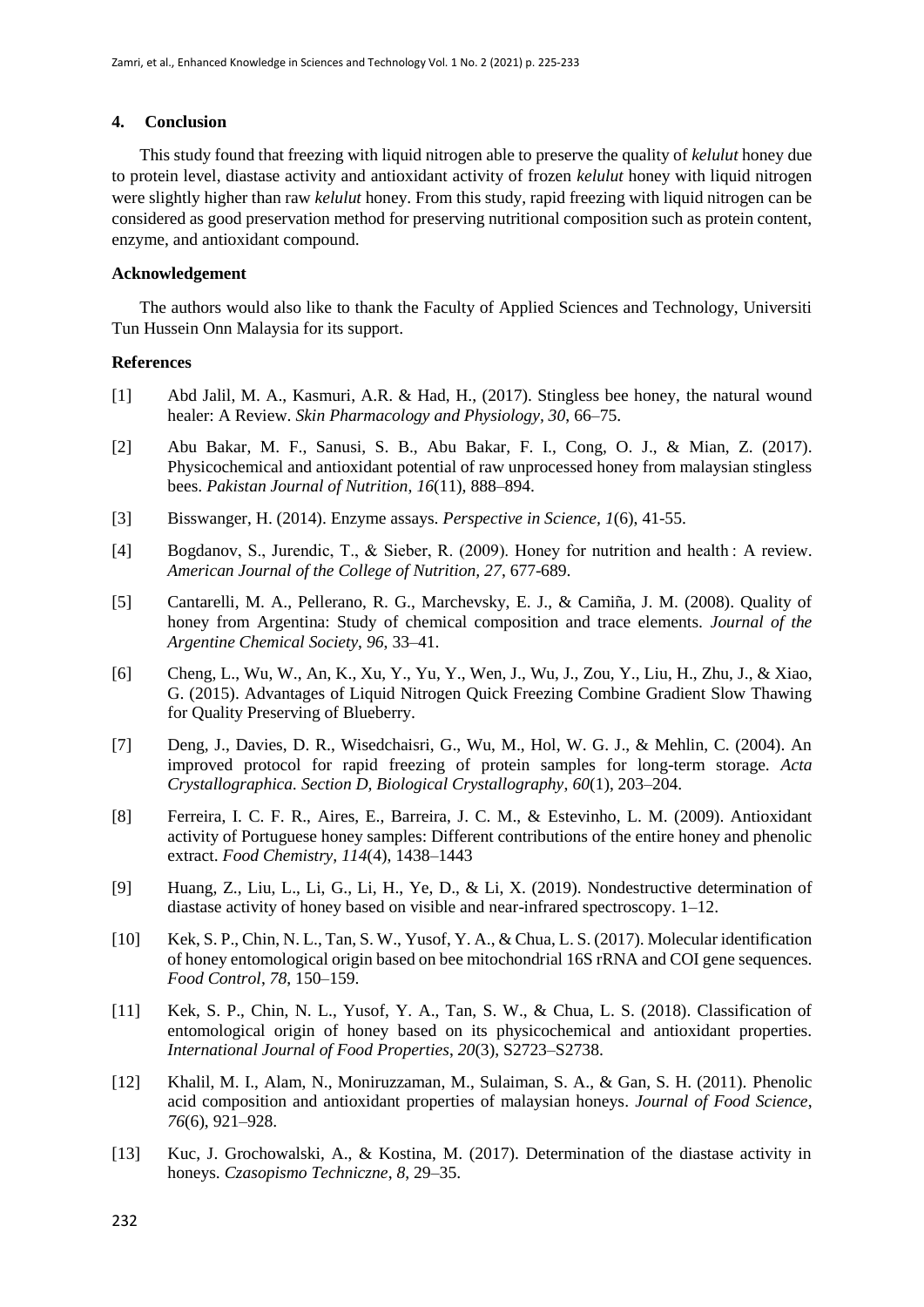## 4. Conclusion

This study found that freezing with liquid nitrogen able to preserve the quality of *kelulut* honey due to protein level, diastase activity and antioxidant activity of frozen *kelulut* honey with liquid nitrogen were slightly higher than raw *kelulut* honey. From this study, rapid freezing with liquid nitrogen can be considered as good preservation method for preserving nutritional composition such as protein content, enzyme, and antioxidant compound.

### Acknowledgement

The authors would also like to thank the Faculty of Applied Sciences and Technology, Universiti Tun Hussein Onn Malaysia for its support.

### References

[1] Abd Jalil, M. A., Kasmuri, A.R. & Had, H., (2017). Stingless bee honey, the natural wound healer: A Review. *Skin Pharmacology and Physiology*, *30*, 66–75.

[2] Abu Bakar, M. F., Sanusi, S. B., Abu Bakar, F. I., Cong, O. J., & Mian, Z. (2017). Physicochemical and antioxidant potential of raw unprocessed honey from malaysian stingless bees. *Pakistan Journal of Nutrition*, *16*(11), 888–894.

[3] Bisswanger, H. (2014). Enzyme assays. *Perspective in Science, 1*(6), 41-55.

[4] Bogdanov, S., Jurendic, T., & Sieber, R. (2009). Honey for nutrition and health : A review. *American Journal of the College of Nutrition, 27*, 677-689.

[5] Cantarelli, M. A., Pellerano, R. G., Marchevsky, E. J., & Camiña, J. M. (2008). Quality of honey from Argentina: Study of chemical composition and trace elements. *Journal of the Argentine Chemical Society*, *96*, 33–41.

[6] Cheng, L., Wu, W., An, K., Xu, Y., Yu, Y., Wen, J., Wu, J., Zou, Y., Liu, H., Zhu, J., & Xiao, G. (2015). Advantages of Liquid Nitrogen Quick Freezing Combine Gradient Slow Thawing for Quality Preserving of Blueberry.

[7] Deng, J., Davies, D. R., Wisedchaisri, G., Wu, M., Hol, W. G. J., & Mehlin, C. (2004). An improved protocol for rapid freezing of protein samples for long-term storage. *Acta Crystallographica. Section D, Biological Crystallography*, *60*(1), 203–204.

[8] Ferreira, I. C. F. R., Aires, E., Barreira, J. C. M., & Estevinho, L. M. (2009). Antioxidant activity of Portuguese honey samples: Different contributions of the entire honey and phenolic extract. *Food Chemistry, 114*(4), 1438–1443

[9] Huang, Z., Liu, L., Li, G., Li, H., Ye, D., & Li, X. (2019). Nondestructive determination of diastase activity of honey based on visible and near-infrared spectroscopy. 1–12.

[10] Kek, S. P., Chin, N. L., Tan, S. W., Yusof, Y. A., & Chua, L. S. (2017). Molecular identification of honey entomological origin based on bee mitochondrial 16S rRNA and COI gene sequences. *Food Control*, *78*, 150–159.

[11] Kek, S. P., Chin, N. L., Yusof, Y. A., Tan, S. W., & Chua, L. S. (2018). Classification of entomological origin of honey based on its physicochemical and antioxidant properties. *International Journal of Food Properties*, *20*(3), S2723–S2738.

[12] Khalil, M. I., Alam, N., Moniruzzaman, M., Sulaiman, S. A., & Gan, S. H. (2011). Phenolic acid composition and antioxidant properties of malaysian honeys. *Journal of Food Science*, *76*(6), 921–928.

[13] Kuc, J. Grochowalski, A., & Kostina, M. (2017). Determination of the diastase activity in honeys. *Czasopismo Techniczne*, *8*, 29–35.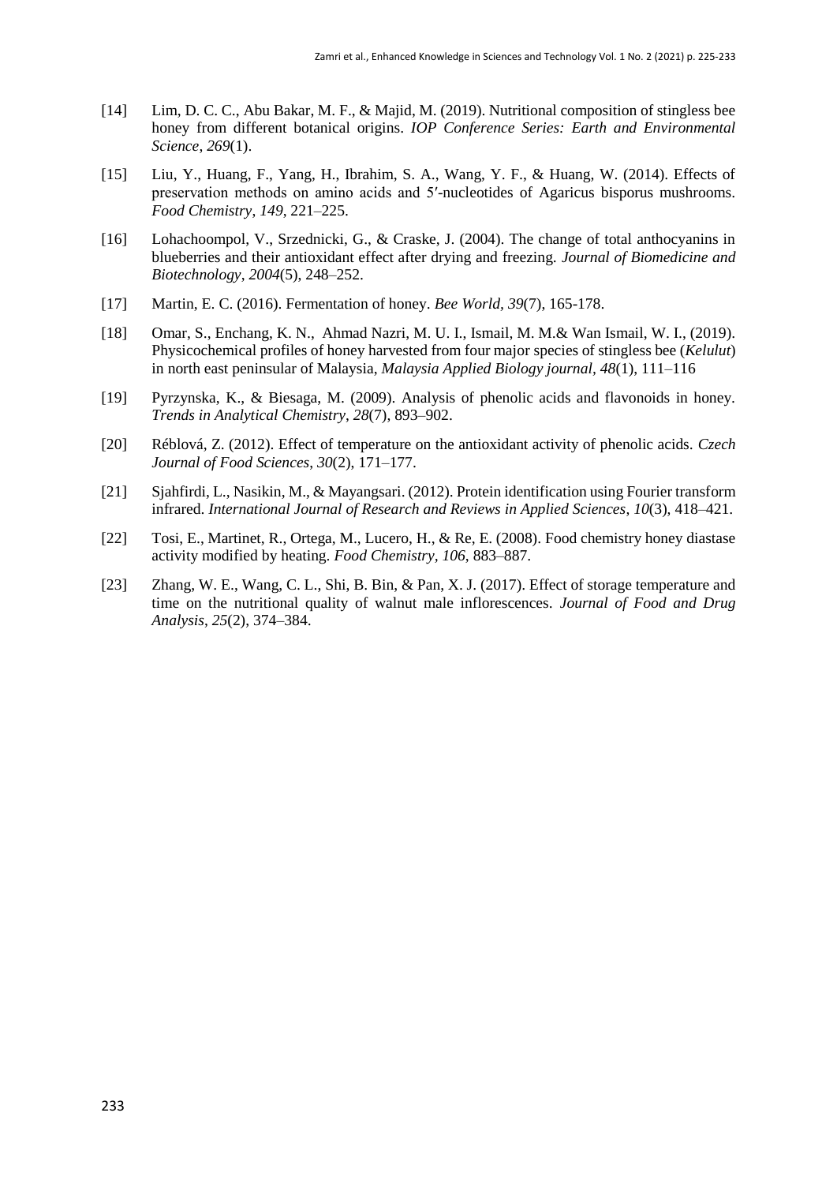[14] Lim, D. C. C., Abu Bakar, M. F., & Majid, M. (2019). Nutritional composition of stingless bee honey from different botanical origins. *IOP Conference Series: Earth and Environmental Science*, *269*(1).

[15] Liu, Y., Huang, F., Yang, H., Ibrahim, S. A., Wang, Y. F., & Huang, W. (2014). Effects of preservation methods on amino acids and 5′-nucleotides of Agaricus bisporus mushrooms. *Food Chemistry*, *149*, 221–225.

[16] Lohachoompol, V., Srzednicki, G., & Craske, J. (2004). The change of total anthocyanins in blueberries and their antioxidant effect after drying and freezing. *Journal of Biomedicine and Biotechnology*, *2004*(5), 248–252.

[17] Martin, E. C. (2016). Fermentation of honey. *Bee World*, *39*(7), 165-178.

[18] Omar, S., Enchang, K. N., Ahmad Nazri, M. U. I., Ismail, M. M.& Wan Ismail, W. I., (2019). Physicochemical profiles of honey harvested from four major species of stingless bee (*Kelulut*) in north east peninsular of Malaysia, *Malaysia Applied Biology journal*, *48*(1), 111–116

[19] Pyrzynska, K., & Biesaga, M. (2009). Analysis of phenolic acids and flavonoids in honey. *Trends in Analytical Chemistry*, *28*(7), 893–902.

[20] Réblová, Z. (2012). Effect of temperature on the antioxidant activity of phenolic acids. *Czech Journal of Food Sciences*, *30*(2), 171–177.

[21] Sjahfirdi, L., Nasikin, M., & Mayangsari. (2012). Protein identification using Fourier transform infrared. *International Journal of Research and Reviews in Applied Sciences*, *10*(3), 418–421.

[22] Tosi, E., Martinet, R., Ortega, M., Lucero, H., & Re, E. (2008). Food chemistry honey diastase activity modified by heating. *Food Chemistry*, *106*, 883–887.

[23] Zhang, W. E., Wang, C. L., Shi, B. Bin, & Pan, X. J. (2017). Effect of storage temperature and time on the nutritional quality of walnut male inflorescences. *Journal of Food and Drug Analysis*, *25*(2), 374–384.